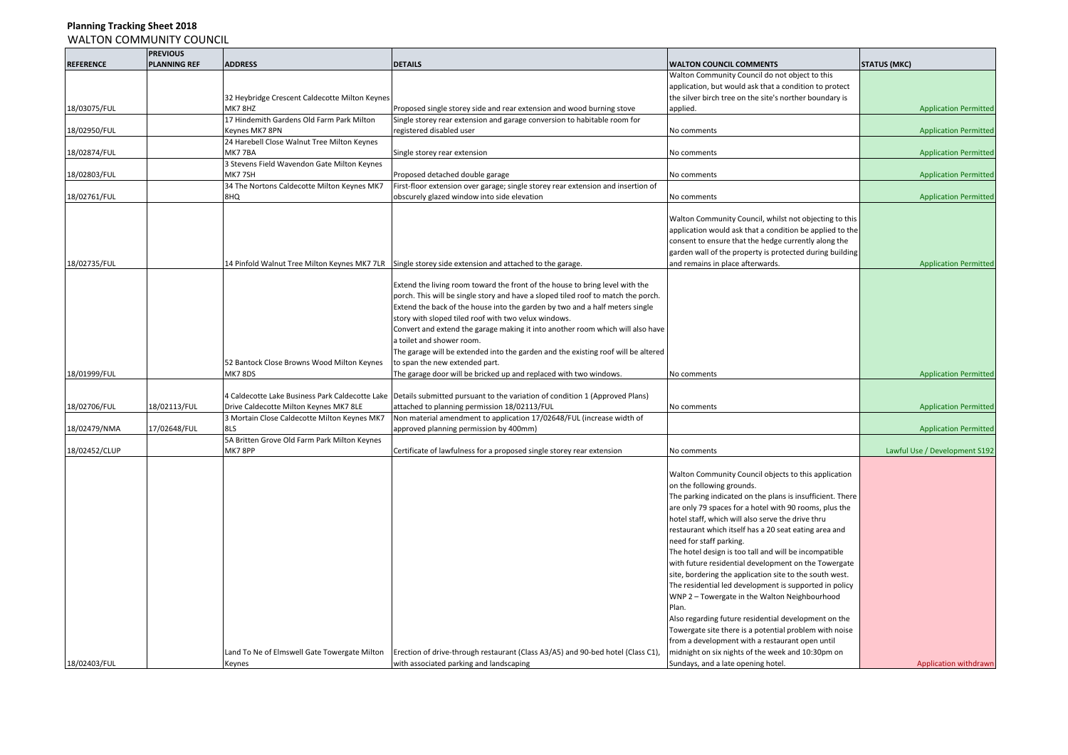**Planning Tracking Sheet 2018**

WALTON COMMUNITY COUNCIL

| REFERENCE | PREVIOUS PLANNING REF | ADDRESS | DETAILS | WALTON COUNCIL COMMENTS | STATUS (MKC) |
|---|---|---|---|---|---|
| 18/03075/FUL | | 32 Heybridge Crescent Caldecotte Milton Keynes MK7 8HZ | Proposed single storey side and rear extension and wood burning stove | Walton Community Council do not object to this application, but would ask that a condition to protect the silver birch tree on the site's norther boundary is applied. | Application Permitted |
| 18/02950/FUL | | 17 Hindemith Gardens Old Farm Park Milton Keynes MK7 8PN | Single storey rear extension and garage conversion to habitable room for registered disabled user | No comments | Application Permitted |
| 18/02874/FUL | | 24 Harebell Close Walnut Tree Milton Keynes MK7 7BA | Single storey rear extension | No comments | Application Permitted |
| 18/02803/FUL | | 3 Stevens Field Wavendon Gate Milton Keynes MK7 7SH | Proposed detached double garage | No comments | Application Permitted |
| 18/02761/FUL | | 34 The Nortons Caldecotte Milton Keynes MK7 8HQ | First-floor extension over garage; single storey rear extension and insertion of obscurely glazed window into side elevation | No comments | Application Permitted |
| 18/02735/FUL | | 14 Pinfold Walnut Tree Milton Keynes MK7 7LR | Single storey side extension and attached to the garage. | Walton Community Council, whilst not objecting to this application would ask that a condition be applied to the consent to ensure that the hedge currently along the garden wall of the property is protected during building and remains in place afterwards. | Application Permitted |
| 18/01999/FUL | | 52 Bantock Close Browns Wood Milton Keynes MK7 8DS | Extend the living room toward the front of the house to bring level with the porch. This will be single story and have a sloped tiled roof to match the porch. Extend the back of the house into the garden by two and a half meters single story with sloped tiled roof with two velux windows. Convert and extend the garage making it into another room which will also have a toilet and shower room. The garage will be extended into the garden and the existing roof will be altered to span the new extended part. The garage door will be bricked up and replaced with two windows. | No comments | Application Permitted |
| 18/02706/FUL | 18/02113/FUL | 4 Caldecotte Lake Business Park Caldecotte Lake Drive Caldecotte Milton Keynes MK7 8LE | Details submitted pursuant to the variation of condition 1 (Approved Plans) attached to planning permission 18/02113/FUL | No comments | Application Permitted |
| 18/02479/NMA | 17/02648/FUL | 3 Mortain Close Caldecotte Milton Keynes MK7 8LS | Non material amendment to application 17/02648/FUL (increase width of approved planning permission by 400mm) | | Application Permitted |
| 18/02452/CLUP | | 5A Britten Grove Old Farm Park Milton Keynes MK7 8PP | Certificate of lawfulness for a proposed single storey rear extension | No comments | Lawful Use / Development S192 |
| 18/02403/FUL | | Land To Ne of Elmswell Gate Towergate Milton Keynes | Erection of drive-through restaurant (Class A3/A5) and 90-bed hotel (Class C1), with associated parking and landscaping | Walton Community Council objects to this application on the following grounds. The parking indicated on the plans is insufficient. There are only 79 spaces for a hotel with 90 rooms, plus the hotel staff, which will also serve the drive thru restaurant which itself has a 20 seat eating area and need for staff parking. The hotel design is too tall and will be incompatible with future residential development on the Towergate site, bordering the application site to the south west. The residential led development is supported in policy WNP 2 – Towergate in the Walton Neighbourhood Plan. Also regarding future residential development on the Towergate site there is a potential problem with noise from a development with a restaurant open until midnight on six nights of the week and 10:30pm on Sundays, and a late opening hotel. | Application withdrawn |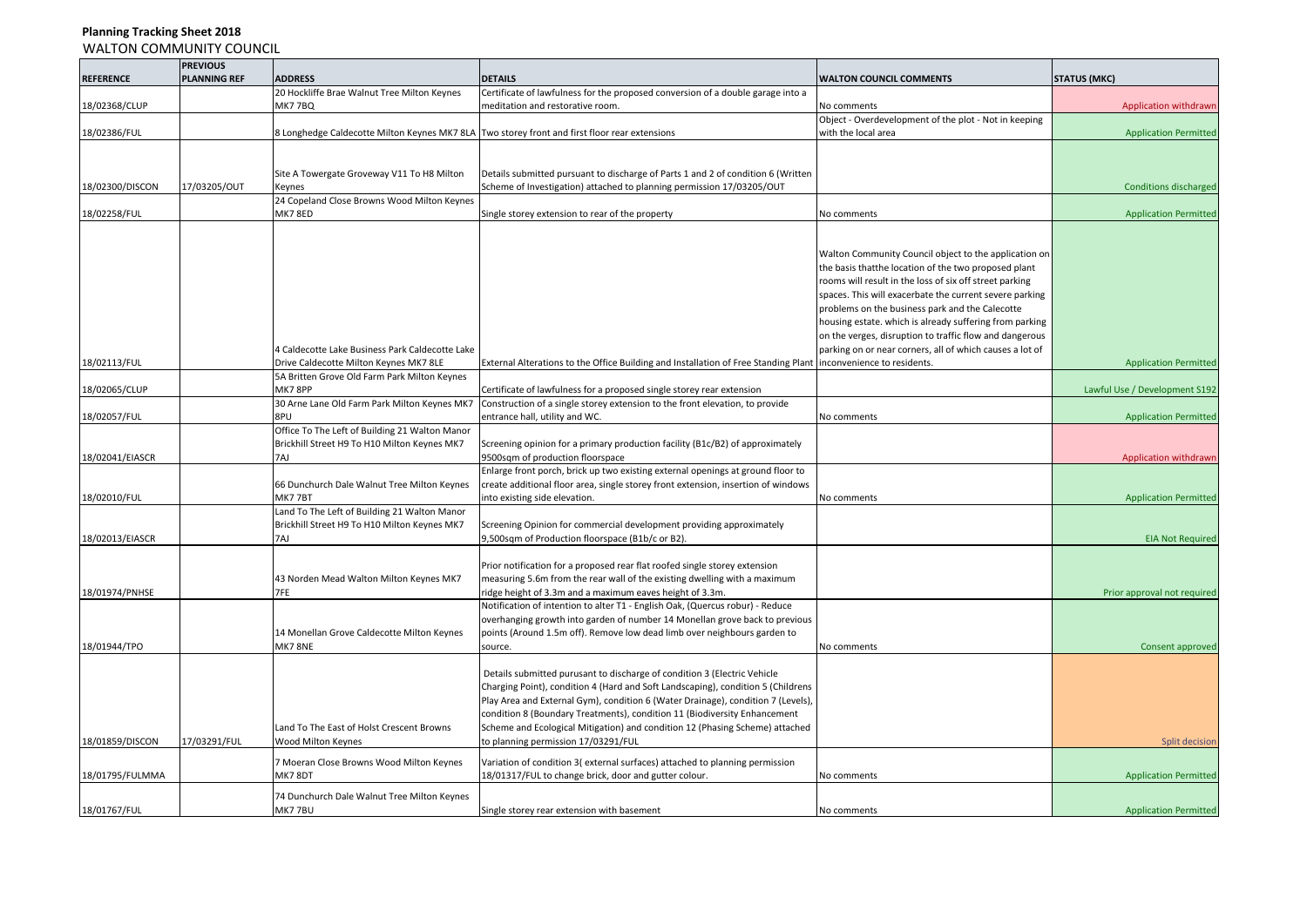**Planning Tracking Sheet 2018**
WALTON COMMUNITY COUNCIL

| REFERENCE | PREVIOUS PLANNING REF | ADDRESS | DETAILS | WALTON COUNCIL COMMENTS | STATUS (MKC) |
|---|---|---|---|---|---|
| 18/02368/CLUP | | 20 Hockliffe Brae Walnut Tree Milton Keynes MK7 7BQ | Certificate of lawfulness for the proposed conversion of a double garage into a meditation and restorative room. | No comments | Application withdrawn |
| 18/02386/FUL | | 8 Longhedge Caldecotte Milton Keynes MK7 8LA | Two storey front and first floor rear extensions | Object - Overdevelopment of the plot - Not in keeping with the local area | Application Permitted |
| 18/02300/DISCON | 17/03205/OUT | Site A Towergate Groveway V11 To H8 Milton Keynes | Details submitted pursuant to discharge of Parts 1 and 2 of condition 6 (Written Scheme of Investigation) attached to planning permission 17/03205/OUT | | Conditions discharged |
| 18/02258/FUL | | 24 Copeland Close Browns Wood Milton Keynes MK7 8ED | Single storey extension to rear of the property | No comments | Application Permitted |
| 18/02113/FUL | | 4 Caldecotte Lake Business Park Caldecotte Lake Drive Caldecotte Milton Keynes MK7 8LE | External Alterations to the Office Building and Installation of Free Standing Plant | Walton Community Council object to the application on the basis thatthe location of the two proposed plant rooms will result in the loss of six off street parking spaces. This will exacerbate the current severe parking problems on the business park and the Calecotte housing estate. which is already suffering from parking on the verges, disruption to traffic flow and dangerous parking on or near corners, all of which causes a lot of inconvenience to residents. | Application Permitted |
| 18/02065/CLUP | | 5A Britten Grove Old Farm Park Milton Keynes MK7 8PP | Certificate of lawfulness for a proposed single storey rear extension | | Lawful Use / Development S192 |
| 18/02057/FUL | | 30 Arne Lane Old Farm Park Milton Keynes MK7 8PU | Construction of a single storey extension to the front elevation, to provide entrance hall, utility and WC. | No comments | Application Permitted |
| 18/02041/EIASCR | | Office To The Left of Building 21 Walton Manor Brickhill Street H9 To H10 Milton Keynes MK7 7AJ | Screening opinion for a primary production facility (B1c/B2) of approximately 9500sqm of production floorspace | | Application withdrawn |
| 18/02010/FUL | | 66 Dunchurch Dale Walnut Tree Milton Keynes MK7 7BT | Enlarge front porch, brick up two existing external openings at ground floor to create additional floor area, single storey front extension, insertion of windows into existing side elevation. | No comments | Application Permitted |
| 18/02013/EIASCR | | Land To The Left of Building 21 Walton Manor Brickhill Street H9 To H10 Milton Keynes MK7 7AJ | Screening Opinion for commercial development providing approximately 9,500sqm of Production floorspace (B1b/c or B2). | | EIA Not Required |
| 18/01974/PNHSE | | 43 Norden Mead Walton Milton Keynes MK7 7FE | Prior notification for a proposed rear flat roofed single storey extension measuring 5.6m from the rear wall of the existing dwelling with a maximum ridge height of 3.3m and a maximum eaves height of 3.3m. | | Prior approval not required |
| 18/01944/TPO | | 14 Monellan Grove Caldecotte Milton Keynes MK7 8NE | Notification of intention to alter T1 - English Oak, (Quercus robur) - Reduce overhanging growth into garden of number 14 Monellan grove back to previous points (Around 1.5m off). Remove low dead limb over neighbours garden to source. | No comments | Consent approved |
| 18/01859/DISCON | 17/03291/FUL | Land To The East of Holst Crescent Browns Wood Milton Keynes | Details submitted purusant to discharge of condition 3 (Electric Vehicle Charging Point), condition 4 (Hard and Soft Landscaping), condition 5 (Childrens Play Area and External Gym), condition 6 (Water Drainage), condition 7 (Levels), condition 8 (Boundary Treatments), condition 11 (Biodiversity Enhancement Scheme and Ecological Mitigation) and condition 12 (Phasing Scheme) attached to planning permission 17/03291/FUL | | Split decision |
| 18/01795/FULMMA | | 7 Moeran Close Browns Wood Milton Keynes MK7 8DT | Variation of condition 3( external surfaces) attached to planning permission 18/01317/FUL to change brick, door and gutter colour. | No comments | Application Permitted |
| 18/01767/FUL | | 74 Dunchurch Dale Walnut Tree Milton Keynes MK7 7BU | Single storey rear extension with basement | No comments | Application Permitted |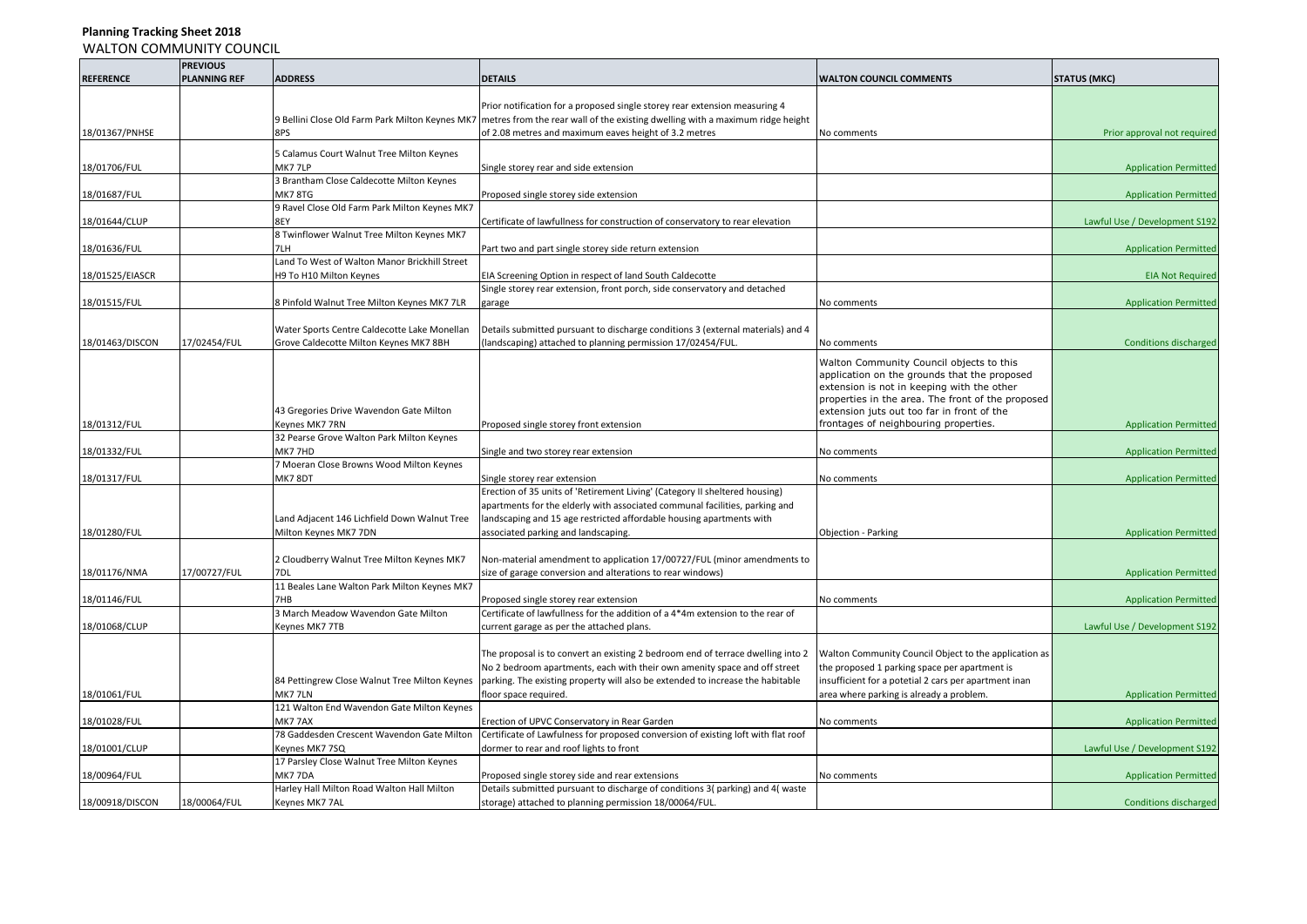**Planning Tracking Sheet 2018**
WALTON COMMUNITY COUNCIL

| REFERENCE | PREVIOUS PLANNING REF | ADDRESS | DETAILS | WALTON COUNCIL COMMENTS | STATUS (MKC) |
|---|---|---|---|---|---|
| 18/01367/PNHSE | | 9 Bellini Close Old Farm Park Milton Keynes MK7 8PS | Prior notification for a proposed single storey rear extension measuring 4 metres from the rear wall of the existing dwelling with a maximum ridge height of 2.08 metres and maximum eaves height of 3.2 metres | No comments | Prior approval not required |
| 18/01706/FUL | | 5 Calamus Court Walnut Tree Milton Keynes MK7 7LP | Single storey rear and side extension | | Application Permitted |
| 18/01687/FUL | | 3 Brantham Close Caldecotte Milton Keynes MK7 8TG | Proposed single storey side extension | | Application Permitted |
| 18/01644/CLUP | | 9 Ravel Close Old Farm Park Milton Keynes MK7 8EY | Certificate of lawfullness for construction of conservatory to rear elevation | | Lawful Use / Development S192 |
| 18/01636/FUL | | 8 Twinflower Walnut Tree Milton Keynes MK7 7LH | Part two and part single storey side return extension | | Application Permitted |
| 18/01525/EIASCR | | Land To West of Walton Manor Brickhill Street H9 To H10 Milton Keynes | EIA Screening Option in respect of land South Caldecotte | | EIA Not Required |
| 18/01515/FUL | | 8 Pinfold Walnut Tree Milton Keynes MK7 7LR | Single storey rear extension, front porch, side conservatory and detached garage | No comments | Application Permitted |
| 18/01463/DISCON | 17/02454/FUL | Water Sports Centre Caldecotte Lake Monellan Grove Caldecotte Milton Keynes MK7 8BH | Details submitted pursuant to discharge conditions 3 (external materials) and 4 (landscaping) attached to planning permission 17/02454/FUL. | No comments | Conditions discharged |
| 18/01312/FUL | | 43 Gregories Drive Wavendon Gate Milton Keynes MK7 7RN | Proposed single storey front extension | Walton Community Council objects to this application on the grounds that the proposed extension is not in keeping with the other properties in the area. The front of the proposed extension juts out too far in front of the frontages of neighbouring properties. | Application Permitted |
| 18/01332/FUL | | 32 Pearse Grove Walton Park Milton Keynes MK7 7HD | Single and two storey rear extension | No comments | Application Permitted |
| 18/01317/FUL | | 7 Moeran Close Browns Wood Milton Keynes MK7 8DT | Single storey rear extension | No comments | Application Permitted |
| 18/01280/FUL | | Land Adjacent 146 Lichfield Down Walnut Tree Milton Keynes MK7 7DN | Erection of 35 units of 'Retirement Living' (Category II sheltered housing) apartments for the elderly with associated communal facilities, parking and landscaping and 15 age restricted affordable housing apartments with associated parking and landscaping. | Objection - Parking | Application Permitted |
| 18/01176/NMA | 17/00727/FUL | 2 Cloudberry Walnut Tree Milton Keynes MK7 7DL | Non-material amendment to application 17/00727/FUL (minor amendments to size of garage conversion and alterations to rear windows) | | Application Permitted |
| 18/01146/FUL | | 11 Beales Lane Walton Park Milton Keynes MK7 7HB | Proposed single storey rear extension | No comments | Application Permitted |
| 18/01068/CLUP | | 3 March Meadow Wavendon Gate Milton Keynes MK7 7TB | Certificate of lawfullness for the addition of a 4*4m extension to the rear of current garage as per the attached plans. | | Lawful Use / Development S192 |
| 18/01061/FUL | | 84 Pettingrew Close Walnut Tree Milton Keynes MK7 7LN | The proposal is to convert an existing 2 bedroom end of terrace dwelling into 2 No 2 bedroom apartments, each with their own amenity space and off street parking. The existing property will also be extended to increase the habitable floor space required. | Walton Community Council Object to the application as the proposed 1 parking space per apartment is insufficient for a potetial 2 cars per apartment inan area where parking is already a problem. | Application Permitted |
| 18/01028/FUL | | 121 Walton End Wavendon Gate Milton Keynes MK7 7AX | Erection of UPVC Conservatory in Rear Garden | No comments | Application Permitted |
| 18/01001/CLUP | | 78 Gaddesden Crescent Wavendon Gate Milton Keynes MK7 7SQ | Certificate of Lawfulness for proposed conversion of existing loft with flat roof dormer to rear and roof lights to front | | Lawful Use / Development S192 |
| 18/00964/FUL | | 17 Parsley Close Walnut Tree Milton Keynes MK7 7DA | Proposed single storey side and rear extensions | No comments | Application Permitted |
| 18/00918/DISCON | 18/00064/FUL | Harley Hall Milton Road Walton Hall Milton Keynes MK7 7AL | Details submitted pursuant to discharge of conditions 3( parking) and 4( waste storage) attached to planning permission 18/00064/FUL. | | Conditions discharged |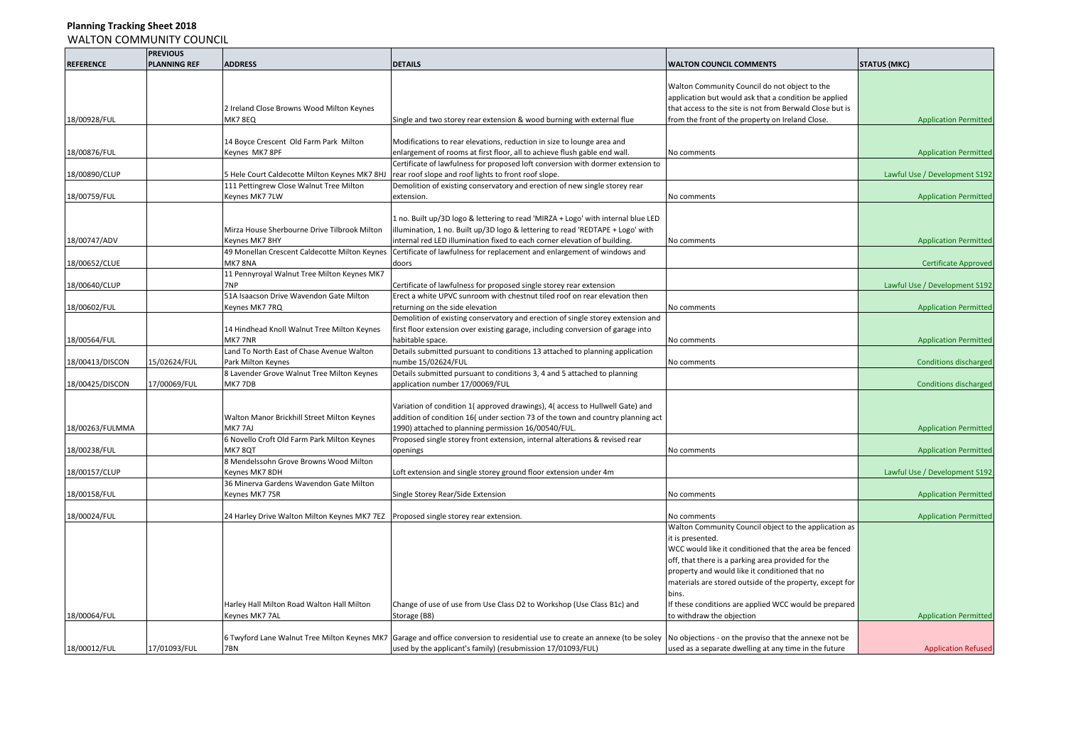# Planning Tracking Sheet 2018

## WALTON COMMUNITY COUNCIL

| REFERENCE | PREVIOUS PLANNING REF | ADDRESS | DETAILS | WALTON COUNCIL COMMENTS | STATUS (MKC) |
|---|---|---|---|---|---|
| 18/00928/FUL | | 2 Ireland Close Browns Wood Milton Keynes MK7 8EQ | Single and two storey rear extension & wood burning with external flue | Walton Community Council do not object to the application but would ask that a condition be applied that access to the site is not from Berwald Close but is from the front of the property on Ireland Close. | Application Permitted |
| 18/00876/FUL | | 14 Boyce Crescent Old Farm Park Milton Keynes MK7 8PF | Modifications to rear elevations, reduction in size to lounge area and enlargement of rooms at first floor, all to achieve flush gable end wall. | No comments | Application Permitted |
| 18/00890/CLUP | | 5 Hele Court Caldecotte Milton Keynes MK7 8HJ | Certificate of lawfulness for proposed loft conversion with dormer extension to rear roof slope and roof lights to front roof slope. | | Lawful Use / Development S192 |
| 18/00759/FUL | | 111 Pettingrew Close Walnut Tree Milton Keynes MK7 7LW | Demolition of existing conservatory and erection of new single storey rear extension. | No comments | Application Permitted |
| 18/00747/ADV | | Mirza House Sherbourne Drive Tilbrook Milton Keynes MK7 8HY | 1 no. Built up/3D logo & lettering to read 'MIRZA + Logo' with internal blue LED illumination, 1 no. Built up/3D logo & lettering to read 'REDTAPE + Logo' with internal red LED illumination fixed to each corner elevation of building. | No comments | Application Permitted |
| 18/00652/CLUE | | 49 Monellan Crescent Caldecotte Milton Keynes MK7 8NA | Certificate of lawfulness for replacement and enlargement of windows and doors | | Certificate Approved |
| 18/00640/CLUP | | 11 Pennyroyal Walnut Tree Milton Keynes MK7 7NP | Certificate of lawfulness for proposed single storey rear extension | | Lawful Use / Development S192 |
| 18/00602/FUL | | 51A Isaacson Drive Wavendon Gate Milton Keynes MK7 7RQ | Erect a white UPVC sunroom with chestnut tiled roof on rear elevation then returning on the side elevation | No comments | Application Permitted |
| 18/00564/FUL | | 14 Hindhead Knoll Walnut Tree Milton Keynes MK7 7NR | Demolition of existing conservatory and erection of single storey extension and first floor extension over existing garage, including conversion of garage into habitable space. | No comments | Application Permitted |
| 18/00413/DISCON | 15/02624/FUL | Land To North East of Chase Avenue Walton Park Milton Keynes | Details submitted pursuant to conditions 13 attached to planning application numbe 15/02624/FUL | No comments | Conditions discharged |
| 18/00425/DISCON | 17/00069/FUL | 8 Lavender Grove Walnut Tree Milton Keynes MK7 7DB | Details submitted pursuant to conditions 3, 4 and 5 attached to planning application number 17/00069/FUL | | Conditions discharged |
| 18/00263/FULMMA | | Walton Manor Brickhill Street Milton Keynes MK7 7AJ | Variation of condition 1( approved drawings), 4( access to Hullwell Gate) and addition of condition 16( under section 73 of the town and country planning act 1990) attached to planning permission 16/00540/FUL. | | Application Permitted |
| 18/00238/FUL | | 6 Novello Croft Old Farm Park Milton Keynes MK7 8QT | Proposed single storey front extension, internal alterations & revised rear openings | No comments | Application Permitted |
| 18/00157/CLUP | | 8 Mendelssohn Grove Browns Wood Milton Keynes MK7 8DH | Loft extension and single storey ground floor extension under 4m | | Lawful Use / Development S192 |
| 18/00158/FUL | | 36 Minerva Gardens Wavendon Gate Milton Keynes MK7 7SR | Single Storey Rear/Side Extension | No comments | Application Permitted |
| 18/00024/FUL | | 24 Harley Drive Walton Milton Keynes MK7 7EZ | Proposed single storey rear extension. | No comments | Application Permitted |
| 18/00064/FUL | | Harley Hall Milton Road Walton Hall Milton Keynes MK7 7AL | Change of use of use from Use Class D2 to Workshop (Use Class B1c) and Storage (B8) | Walton Community Council object to the application as it is presented. WCC would like it conditioned that the area be fenced off, that there is a parking area provided for the property and would like it conditioned that no materials are stored outside of the property, except for bins. If these conditions are applied WCC would be prepared to withdraw the objection | Application Permitted |
| 18/00012/FUL | 17/01093/FUL | 6 Twyford Lane Walnut Tree Milton Keynes MK7 7BN | Garage and office conversion to residential use to create an annexe (to be soley used by the applicant's family) (resubmission 17/01093/FUL) | No objections - on the proviso that the annexe not be used as a separate dwelling at any time in the future | Application Refused |